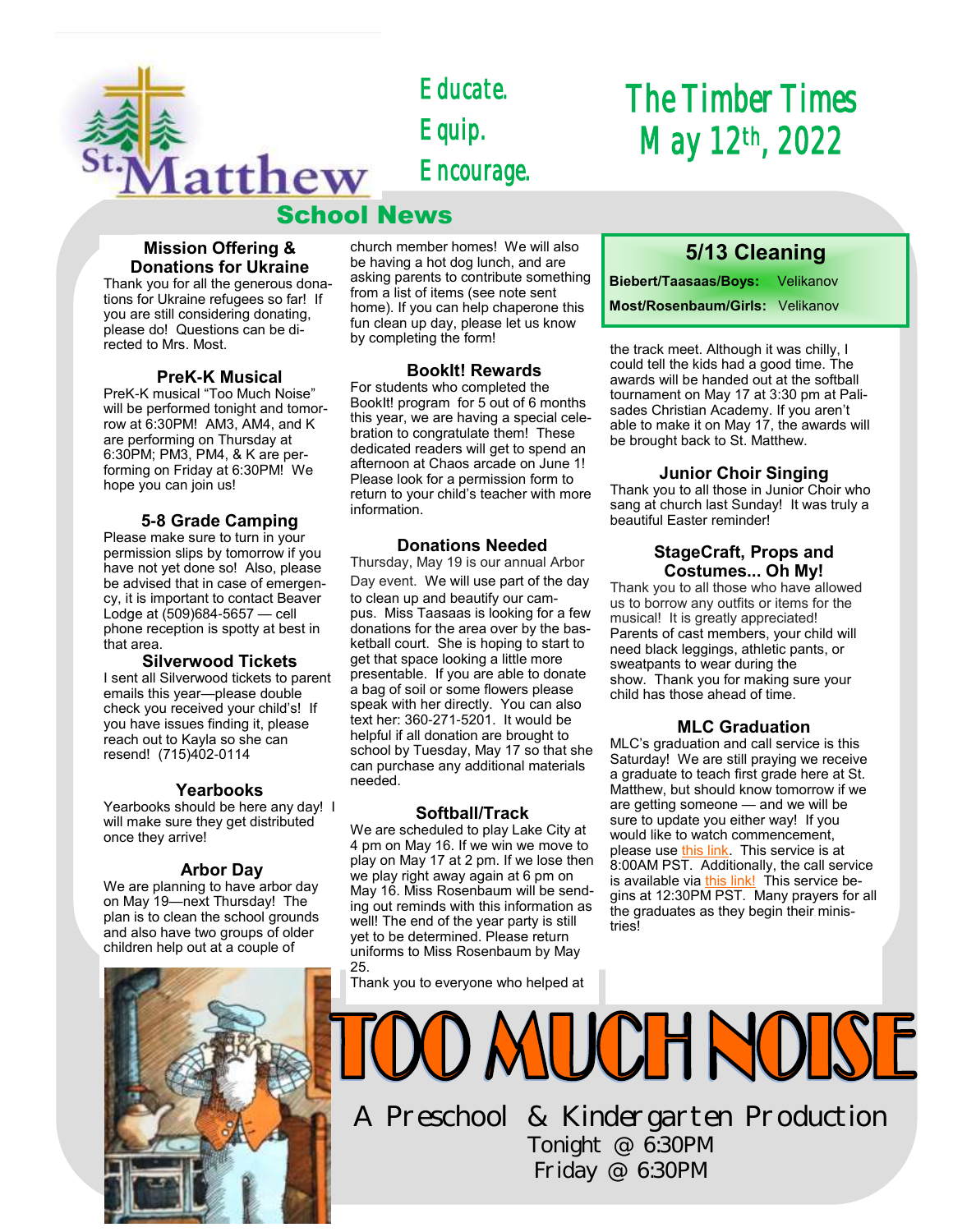# The Timber Times
## May 12th, 2022

**St. Matthew School News**

Educate.
Equip.
Encourage.

### Mission Offering & Donations for Ukraine

Thank you for all the generous donations for Ukraine refugees so far! If you are still considering donating, please do! Questions can be directed to Mrs. Most.

### PreK-K Musical

PreK-K musical "Too Much Noise" will be performed tonight and tomorrow at 6:30PM! AM3, AM4, and K are performing on Thursday at 6:30PM; PM3, PM4, & K are performing on Friday at 6:30PM! We hope you can join us!

### 5-8 Grade Camping

Please make sure to turn in your permission slips by tomorrow if you have not yet done so! Also, please be advised that in case of emergency, it is important to contact Beaver Lodge at (509)684-5657 — cell phone reception is spotty at best in that area.

### Silverwood Tickets

I sent all Silverwood tickets to parent emails this year—please double check you received your child's! If you have issues finding it, please reach out to Kayla so she can resend! (715)402-0114

### Yearbooks

Yearbooks should be here any day! I will make sure they get distributed once they arrive!

### Arbor Day

We are planning to have arbor day on May 19—next Thursday! The plan is to clean the school grounds and also have two groups of older children help out at a couple of church member homes! We will also be having a hot dog lunch, and are asking parents to contribute something from a list of items (see note sent home). If you can help chaperone this fun clean up day, please let us know by completing the form!

### BookIt! Rewards

For students who completed the BookIt! program for 5 out of 6 months this year, we are having a special celebration to congratulate them! These dedicated readers will get to spend an afternoon at Chaos arcade on June 1! Please look for a permission form to return to your child's teacher with more information.

### Donations Needed

Thursday, May 19 is our annual Arbor Day event. We will use part of the day to clean up and beautify our campus. Miss Taasaas is looking for a few donations for the area over by the basketball court. She is hoping to start to get that space looking a little more presentable. If you are able to donate a bag of soil or some flowers please speak with her directly. You can also text her: 360-271-5201. It would be helpful if all donation are brought to school by Tuesday, May 17 so that she can purchase any additional materials needed.

### Softball/Track

We are scheduled to play Lake City at 4 pm on May 16. If we win we move to play on May 17 at 2 pm. If we lose then we play right away again at 6 pm on May 16. Miss Rosenbaum will be sending out reminds with this information as well! The end of the year party is still yet to be determined. Please return uniforms to Miss Rosenbaum by May 25.

Thank you to everyone who helped at the track meet. Although it was chilly, I could tell the kids had a good time. The awards will be handed out at the softball tournament on May 17 at 3:30 pm at Palisades Christian Academy. If you aren't able to make it on May 17, the awards will be brought back to St. Matthew.

### 5/13 Cleaning

| | |
|---|---|
| **Biebert/Taasaas/Boys:** | Velikanov |
| **Most/Rosenbaum/Girls:** | Velikanov |

### Junior Choir Singing

Thank you to all those in Junior Choir who sang at church last Sunday! It was truly a beautiful Easter reminder!

### StageCraft, Props and Costumes... Oh My!

Thank you to all those who have allowed us to borrow any outfits or items for the musical! It is greatly appreciated! Parents of cast members, your child will need black leggings, athletic pants, or sweatpants to wear during the show. Thank you for making sure your child has those ahead of time.

### MLC Graduation

MLC's graduation and call service is this Saturday! We are still praying we receive a graduate to teach first grade here at St. Matthew, but should know tomorrow if we are getting someone — and we will be sure to update you either way! If you would like to watch commencement, please use this link. This service is at 8:00AM PST. Additionally, the call service is available via this link! This service begins at 12:30PM PST. Many prayers for all the graduates as they begin their ministries!

# TOO MUCH NOISE

A Preschool & Kindergarten Production

Tonight @ 6:30PM

Friday @ 6:30PM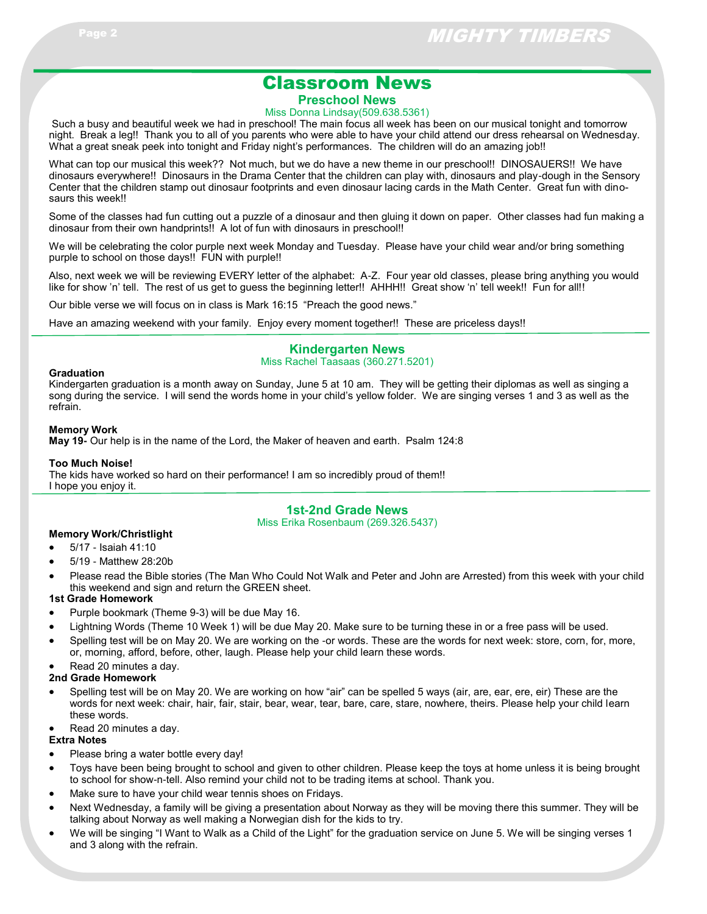# Classroom News

## Preschool News

Miss Donna Lindsay(509.638.5361)

Such a busy and beautiful week we had in preschool! The main focus all week has been on our musical tonight and tomorrow night. Break a leg!! Thank you to all of you parents who were able to have your child attend our dress rehearsal on Wednesday. What a great sneak peek into tonight and Friday night's performances. The children will do an amazing job!!

What can top our musical this week?? Not much, but we do have a new theme in our preschool!! DINOSAUERS!! We have dinosaurs everywhere!! Dinosaurs in the Drama Center that the children can play with, dinosaurs and play-dough in the Sensory Center that the children stamp out dinosaur footprints and even dinosaur lacing cards in the Math Center. Great fun with dinosaurs this week!!

Some of the classes had fun cutting out a puzzle of a dinosaur and then gluing it down on paper. Other classes had fun making a dinosaur from their own handprints!! A lot of fun with dinosaurs in preschool!!

We will be celebrating the color purple next week Monday and Tuesday. Please have your child wear and/or bring something purple to school on those days!! FUN with purple!!

Also, next week we will be reviewing EVERY letter of the alphabet: A-Z. Four year old classes, please bring anything you would like for show 'n' tell. The rest of us get to guess the beginning letter!! AHHH!! Great show 'n' tell week!! Fun for all!!

Our bible verse we will focus on in class is Mark 16:15 "Preach the good news."

Have an amazing weekend with your family. Enjoy every moment together!! These are priceless days!!

## Kindergarten News

Miss Rachel Taasaas (360.271.5201)

**Graduation**
Kindergarten graduation is a month away on Sunday, June 5 at 10 am. They will be getting their diplomas as well as singing a song during the service. I will send the words home in your child's yellow folder. We are singing verses 1 and 3 as well as the refrain.

**Memory Work**
**May 19-** Our help is in the name of the Lord, the Maker of heaven and earth. Psalm 124:8

**Too Much Noise!**
The kids have worked so hard on their performance! I am so incredibly proud of them!!
I hope you enjoy it.

## 1st-2nd Grade News

Miss Erika Rosenbaum (269.326.5437)

**Memory Work/Christlight**

- 5/17 - Isaiah 41:10
- 5/19 - Matthew 28:20b
- Please read the Bible stories (The Man Who Could Not Walk and Peter and John are Arrested) from this week with your child this weekend and sign and return the GREEN sheet.

**1st Grade Homework**

- Purple bookmark (Theme 9-3) will be due May 16.
- Lightning Words (Theme 10 Week 1) will be due May 20. Make sure to be turning these in or a free pass will be used.
- Spelling test will be on May 20. We are working on the -or words. These are the words for next week: store, corn, for, more, or, morning, afford, before, other, laugh. Please help your child learn these words.
- Read 20 minutes a day.

**2nd Grade Homework**

- Spelling test will be on May 20. We are working on how "air" can be spelled 5 ways (air, are, ear, ere, eir) These are the words for next week: chair, hair, fair, stair, bear, wear, tear, bare, care, stare, nowhere, theirs. Please help your child learn these words.
- Read 20 minutes a day.

**Extra Notes**

- Please bring a water bottle every day!
- Toys have been being brought to school and given to other children. Please keep the toys at home unless it is being brought to school for show-n-tell. Also remind your child not to be trading items at school. Thank you.
- Make sure to have your child wear tennis shoes on Fridays.
- Next Wednesday, a family will be giving a presentation about Norway as they will be moving there this summer. They will be talking about Norway as well making a Norwegian dish for the kids to try.
- We will be singing "I Want to Walk as a Child of the Light" for the graduation service on June 5. We will be singing verses 1 and 3 along with the refrain.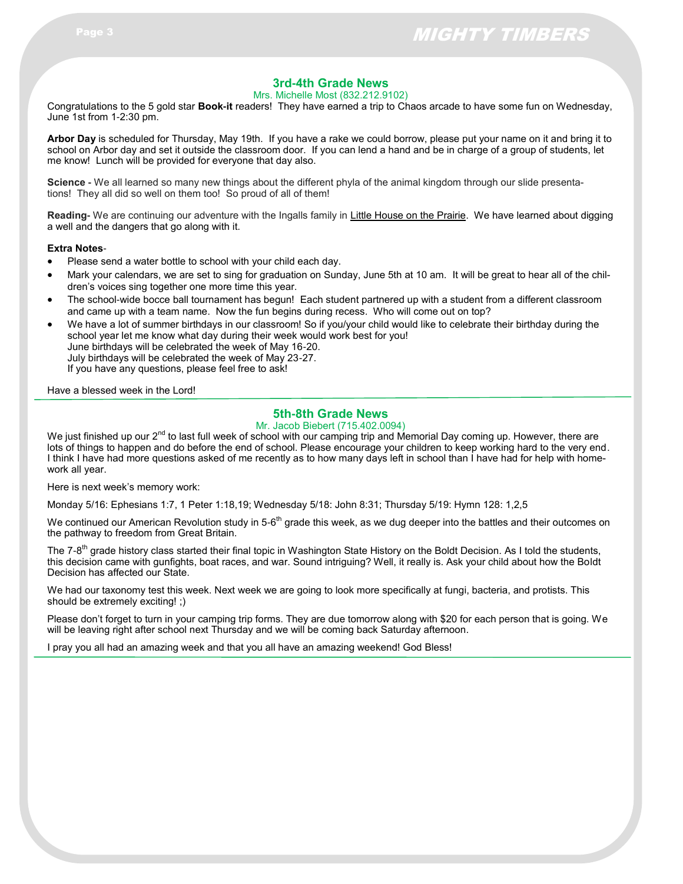## 3rd-4th Grade News

Mrs. Michelle Most (832.212.9102)

Congratulations to the 5 gold star **Book-it** readers! They have earned a trip to Chaos arcade to have some fun on Wednesday, June 1st from 1-2:30 pm.

**Arbor Day** is scheduled for Thursday, May 19th. If you have a rake we could borrow, please put your name on it and bring it to school on Arbor day and set it outside the classroom door. If you can lend a hand and be in charge of a group of students, let me know! Lunch will be provided for everyone that day also.

**Science -** We all learned so many new things about the different phyla of the animal kingdom through our slide presentations! They all did so well on them too! So proud of all of them!

**Reading-** We are continuing our adventure with the Ingalls family in Little House on the Prairie. We have learned about digging a well and the dangers that go along with it.

**Extra Notes**-

- Please send a water bottle to school with your child each day.
- Mark your calendars, we are set to sing for graduation on Sunday, June 5th at 10 am. It will be great to hear all of the children's voices sing together one more time this year.
- The school-wide bocce ball tournament has begun! Each student partnered up with a student from a different classroom and came up with a team name. Now the fun begins during recess. Who will come out on top?
- We have a lot of summer birthdays in our classroom! So if you/your child would like to celebrate their birthday during the school year let me know what day during their week would work best for you!
  June birthdays will be celebrated the week of May 16-20.
  July birthdays will be celebrated the week of May 23-27.
  If you have any questions, please feel free to ask!

Have a blessed week in the Lord!

## 5th-8th Grade News

Mr. Jacob Biebert (715.402.0094)

We just finished up our 2nd to last full week of school with our camping trip and Memorial Day coming up. However, there are lots of things to happen and do before the end of school. Please encourage your children to keep working hard to the very end. I think I have had more questions asked of me recently as to how many days left in school than I have had for help with homework all year.

Here is next week's memory work:

Monday 5/16: Ephesians 1:7, 1 Peter 1:18,19; Wednesday 5/18: John 8:31; Thursday 5/19: Hymn 128: 1,2,5

We continued our American Revolution study in 5-6th grade this week, as we dug deeper into the battles and their outcomes on the pathway to freedom from Great Britain.

The 7-8th grade history class started their final topic in Washington State History on the Boldt Decision. As I told the students, this decision came with gunfights, boat races, and war. Sound intriguing? Well, it really is. Ask your child about how the Boldt Decision has affected our State.

We had our taxonomy test this week. Next week we are going to look more specifically at fungi, bacteria, and protists. This should be extremely exciting! ;)

Please don't forget to turn in your camping trip forms. They are due tomorrow along with $20 for each person that is going. We will be leaving right after school next Thursday and we will be coming back Saturday afternoon.

I pray you all had an amazing week and that you all have an amazing weekend! God Bless!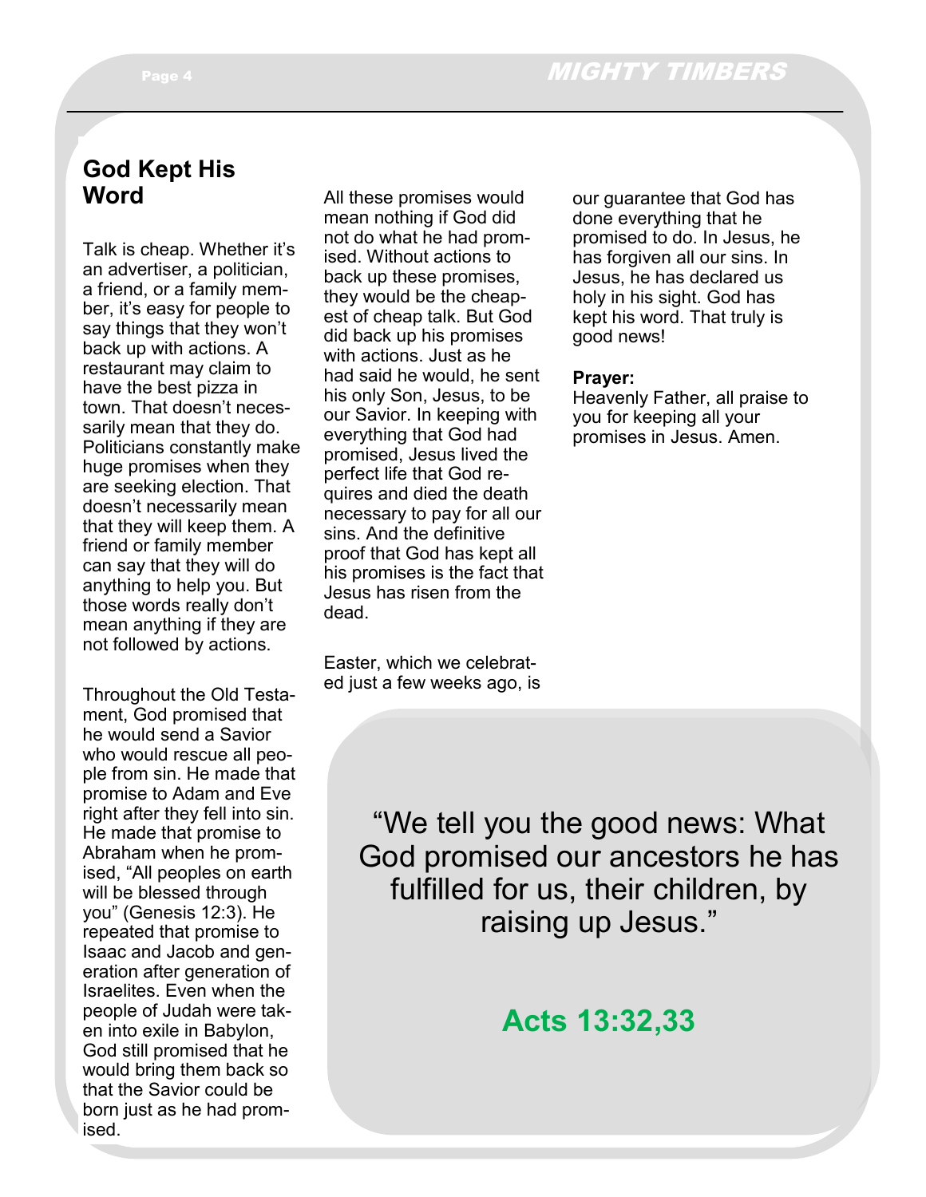## God Kept His Word

Talk is cheap. Whether it's an advertiser, a politician, a friend, or a family member, it's easy for people to say things that they won't back up with actions. A restaurant may claim to have the best pizza in town. That doesn't necessarily mean that they do. Politicians constantly make huge promises when they are seeking election. That doesn't necessarily mean that they will keep them. A friend or family member can say that they will do anything to help you. But those words really don't mean anything if they are not followed by actions.

Throughout the Old Testament, God promised that he would send a Savior who would rescue all people from sin. He made that promise to Adam and Eve right after they fell into sin. He made that promise to Abraham when he promised, "All peoples on earth will be blessed through you" (Genesis 12:3). He repeated that promise to Isaac and Jacob and generation after generation of Israelites. Even when the people of Judah were taken into exile in Babylon, God still promised that he would bring them back so that the Savior could be born just as he had promised.

All these promises would mean nothing if God did not do what he had promised. Without actions to back up these promises, they would be the cheapest of cheap talk. But God did back up his promises with actions. Just as he had said he would, he sent his only Son, Jesus, to be our Savior. In keeping with everything that God had promised, Jesus lived the perfect life that God requires and died the death necessary to pay for all our sins. And the definitive proof that God has kept all his promises is the fact that Jesus has risen from the dead.

Easter, which we celebrated just a few weeks ago, is our guarantee that God has done everything that he promised to do. In Jesus, he has forgiven all our sins. In Jesus, he has declared us holy in his sight. God has kept his word. That truly is good news!

**Prayer:**
Heavenly Father, all praise to you for keeping all your promises in Jesus. Amen.

"We tell you the good news: What God promised our ancestors he has fulfilled for us, their children, by raising up Jesus."

**Acts 13:32,33**